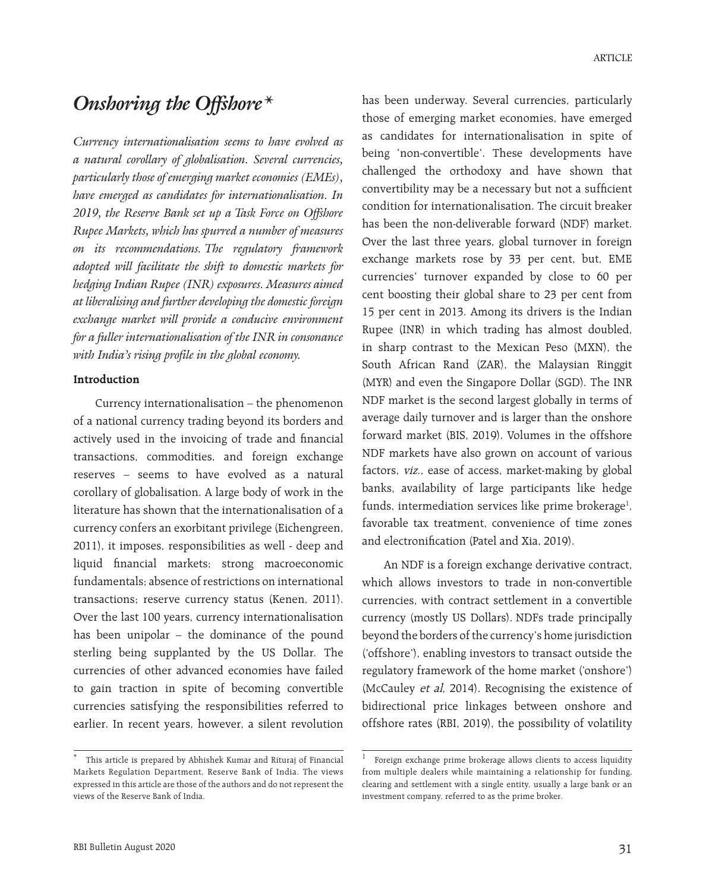# *Onshoring the Offshore*[*]

*Currency internationalisation seems to have evolved as a natural corollary of globalisation. Several currencies, particularly those of emerging market economies (EMEs), have emerged as candidates for internationalisation. In 2019, the Reserve Bank set up a Task Force on Offshore Rupee Markets, which has spurred a number of measures on its recommendations. The regulatory framework adopted will facilitate the shift to domestic markets for hedging Indian Rupee (INR) exposures. Measures aimed at liberalising and further developing the domestic foreign exchange market will provide a conducive environment for a fuller internationalisation of the INR in consonance with India's rising profile in the global economy.*

**Introduction**

Currency internationalisation – the phenomenon of a national currency trading beyond its borders and actively used in the invoicing of trade and financial transactions, commodities, and foreign exchange reserves – seems to have evolved as a natural corollary of globalisation. A large body of work in the literature has shown that the internationalisation of a currency confers an exorbitant privilege (Eichengreen, 2011), it imposes, responsibilities as well - deep and liquid financial markets; strong macroeconomic fundamentals; absence of restrictions on international transactions; reserve currency status (Kenen, 2011). Over the last 100 years, currency internationalisation has been unipolar – the dominance of the pound sterling being supplanted by the US Dollar. The currencies of other advanced economies have failed to gain traction in spite of becoming convertible currencies satisfying the responsibilities referred to earlier. In recent years, however, a silent revolution has been underway. Several currencies, particularly those of emerging market economies, have emerged as candidates for internationalisation in spite of being 'non-convertible'. These developments have challenged the orthodoxy and have shown that convertibility may be a necessary but not a sufficient condition for internationalisation. The circuit breaker has been the non-deliverable forward (NDF) market. Over the last three years, global turnover in foreign exchange markets rose by 33 per cent, but, EME currencies' turnover expanded by close to 60 per cent boosting their global share to 23 per cent from 15 per cent in 2013. Among its drivers is the Indian Rupee (INR) in which trading has almost doubled, in sharp contrast to the Mexican Peso (MXN), the South African Rand (ZAR), the Malaysian Ringgit (MYR) and even the Singapore Dollar (SGD). The INR NDF market is the second largest globally in terms of average daily turnover and is larger than the onshore forward market (BIS, 2019). Volumes in the offshore NDF markets have also grown on account of various factors, *viz.*, ease of access, market-making by global banks, availability of large participants like hedge funds, intermediation services like prime brokerage[1], favorable tax treatment, convenience of time zones and electronification (Patel and Xia, 2019).

An NDF is a foreign exchange derivative contract, which allows investors to trade in non-convertible currencies, with contract settlement in a convertible currency (mostly US Dollars). NDFs trade principally beyond the borders of the currency's home jurisdiction ('offshore'), enabling investors to transact outside the regulatory framework of the home market ('onshore') (McCauley *et al*, 2014). Recognising the existence of bidirectional price linkages between onshore and offshore rates (RBI, 2019), the possibility of volatility

---

[*] This article is prepared by Abhishek Kumar and Rituraj of Financial Markets Regulation Department, Reserve Bank of India. The views expressed in this article are those of the authors and do not represent the views of the Reserve Bank of India.

[1] Foreign exchange prime brokerage allows clients to access liquidity from multiple dealers while maintaining a relationship for funding, clearing and settlement with a single entity, usually a large bank or an investment company, referred to as the prime broker.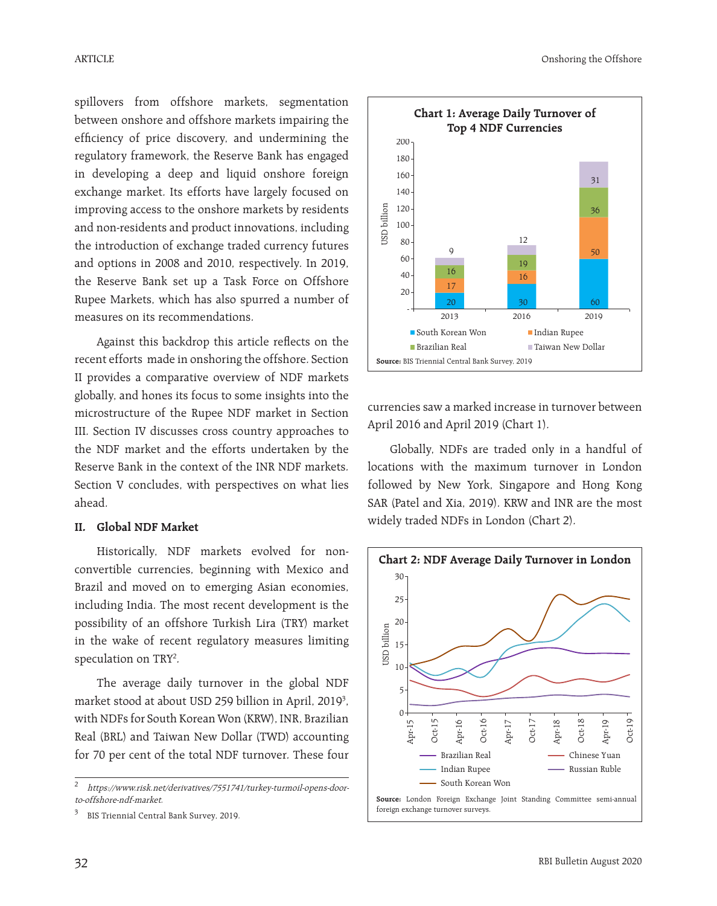spillovers from offshore markets, segmentation between onshore and offshore markets impairing the efficiency of price discovery, and undermining the regulatory framework, the Reserve Bank has engaged in developing a deep and liquid onshore foreign exchange market. Its efforts have largely focused on improving access to the onshore markets by residents and non-residents and product innovations, including the introduction of exchange traded currency futures and options in 2008 and 2010, respectively. In 2019, the Reserve Bank set up a Task Force on Offshore Rupee Markets, which has also spurred a number of measures on its recommendations.

Against this backdrop this article reflects on the recent efforts made in onshoring the offshore. Section II provides a comparative overview of NDF markets globally, and hones its focus to some insights into the microstructure of the Rupee NDF market in Section III. Section IV discusses cross country approaches to the NDF market and the efforts undertaken by the Reserve Bank in the context of the INR NDF markets. Section V concludes, with perspectives on what lies ahead.

## II. Global NDF Market

Historically, NDF markets evolved for non-convertible currencies, beginning with Mexico and Brazil and moved on to emerging Asian economies, including India. The most recent development is the possibility of an offshore Turkish Lira (TRY) market in the wake of recent regulatory measures limiting speculation on TRY[2].

The average daily turnover in the global NDF market stood at about USD 259 billion in April, 2019[3], with NDFs for South Korean Won (KRW), INR, Brazilian Real (BRL) and Taiwan New Dollar (TWD) accounting for 70 per cent of the total NDF turnover. These four currencies saw a marked increase in turnover between April 2016 and April 2019 (Chart 1).

**Chart 1: Average Daily Turnover of Top 4 NDF Currencies**

(USD billion)

| | 2013 | 2016 | 2019 |
|---|---|---|---|
| South Korean Won | 20 | 30 | 60 |
| Indian Rupee | 17 | 16 | 50 |
| Brazilian Real | 16 | 19 | 36 |
| Taiwan New Dollar | 9 | 12 | 31 |

**Source:** BIS Triennial Central Bank Survey, 2019

Globally, NDFs are traded only in a handful of locations with the maximum turnover in London followed by New York, Singapore and Hong Kong SAR (Patel and Xia, 2019). KRW and INR are the most widely traded NDFs in London (Chart 2).

**Chart 2: NDF Average Daily Turnover in London**

(USD billion; series: Brazilian Real, Chinese Yuan, Indian Rupee, Russian Ruble, South Korean Won; Apr-15 to Oct-19)

**Source:** London Foreign Exchange Joint Standing Committee semi-annual foreign exchange turnover surveys.

---

2 *https://www.risk.net/derivatives/7551741/turkey-turmoil-opens-door-to-offshore-ndf-market.*

3 BIS Triennial Central Bank Survey, 2019.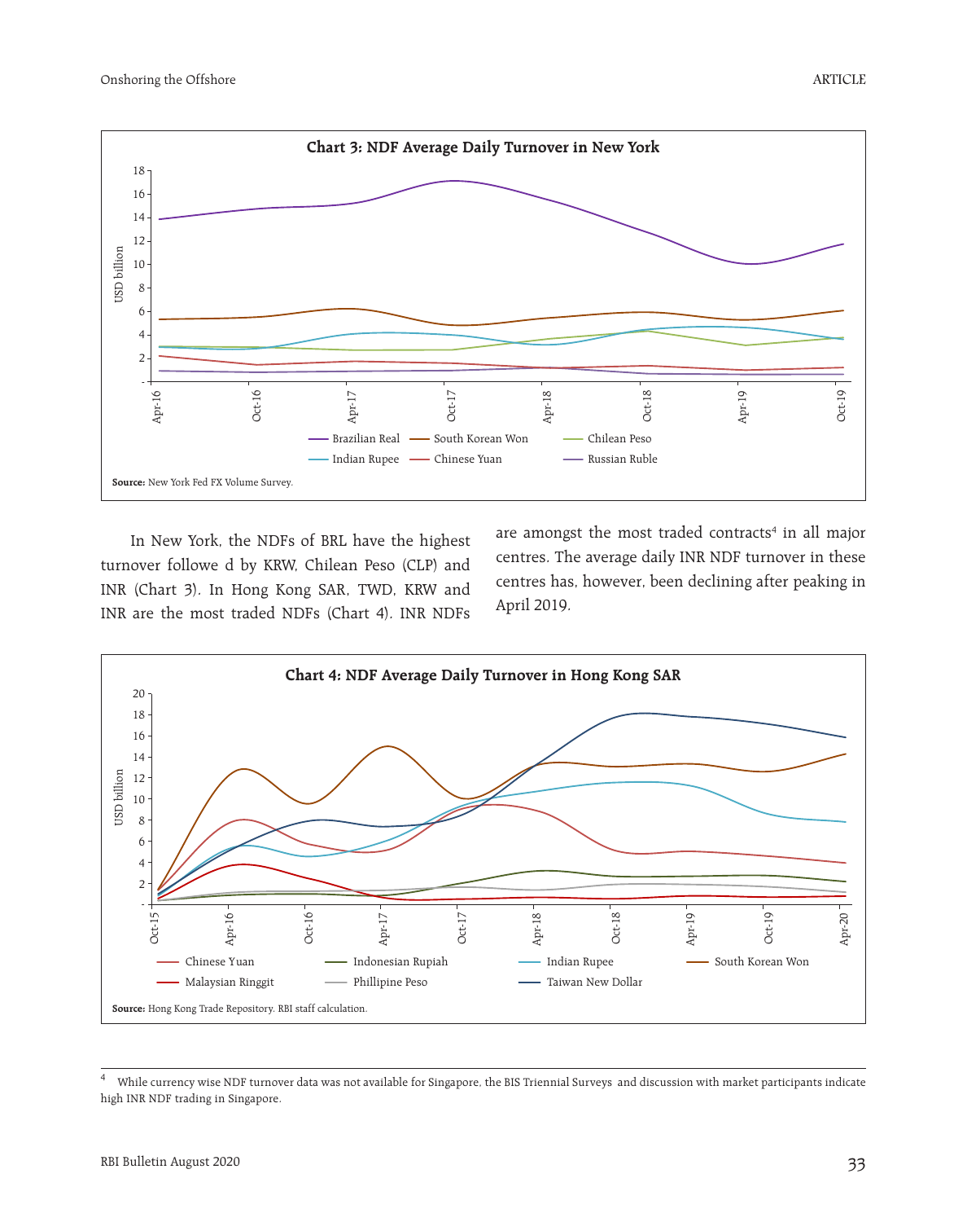**Chart 3: NDF Average Daily Turnover in New York**

**Source:** New York Fed FX Volume Survey.

In New York, the NDFs of BRL have the highest turnover followe d by KRW, Chilean Peso (CLP) and INR (Chart 3). In Hong Kong SAR, TWD, KRW and INR are the most traded NDFs (Chart 4). INR NDFs are amongst the most traded contracts[4] in all major centres. The average daily INR NDF turnover in these centres has, however, been declining after peaking in April 2019.

**Chart 4: NDF Average Daily Turnover in Hong Kong SAR**

**Source:** Hong Kong Trade Repository. RBI staff calculation.

---

[4] While currency wise NDF turnover data was not available for Singapore, the BIS Triennial Surveys and discussion with market participants indicate high INR NDF trading in Singapore.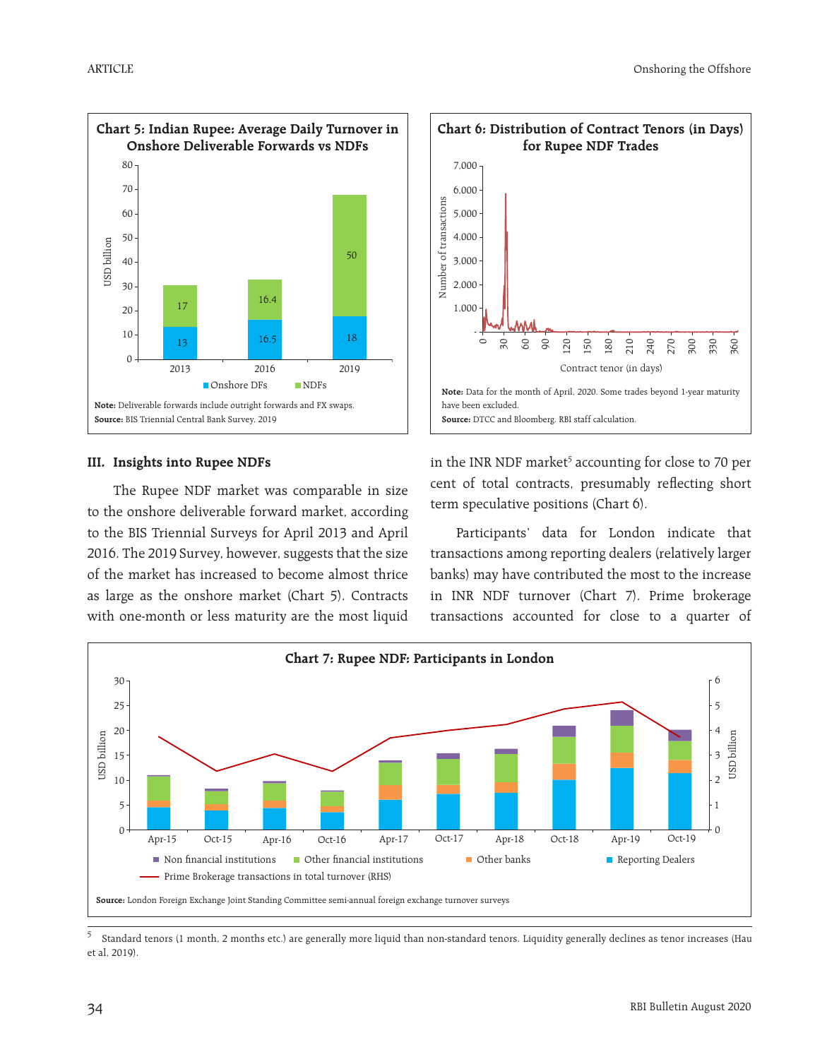**Chart 5: Indian Rupee: Average Daily Turnover in Onshore Deliverable Forwards vs NDFs**

| Year | Onshore DFs (USD billion) | NDFs (USD billion) |
|---|---|---|
| 2013 | 13 | 17 |
| 2016 | 16.5 | 16.4 |
| 2019 | 18 | 50 |

**Note:** Deliverable forwards include outright forwards and FX swaps.
**Source:** BIS Triennial Central Bank Survey, 2019

**Chart 6: Distribution of Contract Tenors (in Days) for Rupee NDF Trades**

**Note:** Data for the month of April, 2020. Some trades beyond 1-year maturity have been excluded.
**Source:** DTCC and Bloomberg. RBI staff calculation.

## III. Insights into Rupee NDFs

The Rupee NDF market was comparable in size to the onshore deliverable forward market, according to the BIS Triennial Surveys for April 2013 and April 2016. The 2019 Survey, however, suggests that the size of the market has increased to become almost thrice as large as the onshore market (Chart 5). Contracts with one-month or less maturity are the most liquid in the INR NDF market[5] accounting for close to 70 per cent of total contracts, presumably reflecting short term speculative positions (Chart 6).

Participants' data for London indicate that transactions among reporting dealers (relatively larger banks) may have contributed the most to the increase in INR NDF turnover (Chart 7). Prime brokerage transactions accounted for close to a quarter of

**Chart 7: Rupee NDF: Participants in London**

Legend: Non financial institutions; Other financial institutions; Other banks; Reporting Dealers (USD billion, LHS); Prime Brokerage transactions in total turnover (RHS, USD billion)

**Source:** London Foreign Exchange Joint Standing Committee semi-annual foreign exchange turnover surveys

---

[5] Standard tenors (1 month, 2 months etc.) are generally more liquid than non-standard tenors. Liquidity generally declines as tenor increases (Hau et al, 2019).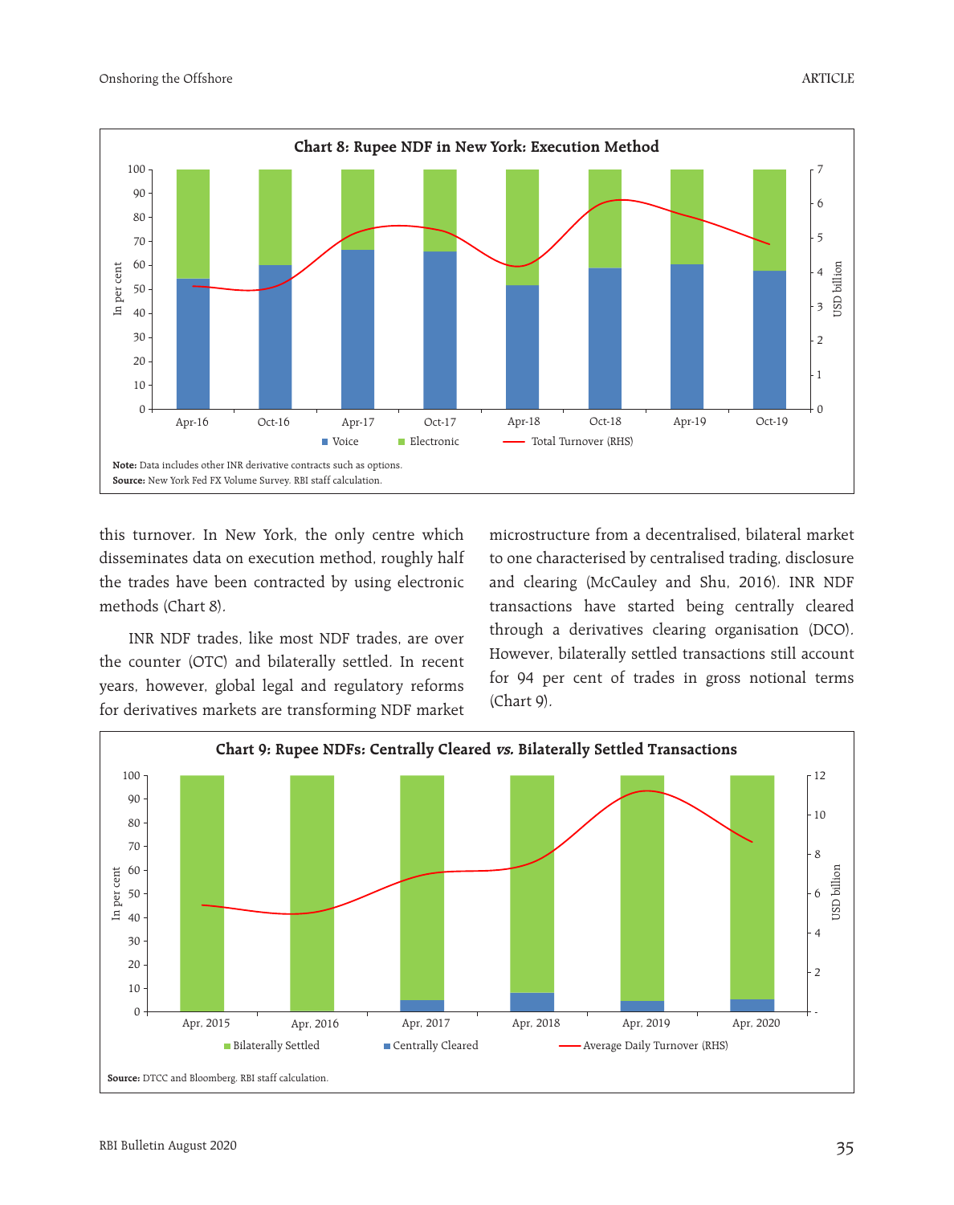**Chart 8: Rupee NDF in New York: Execution Method**

**Note:** Data includes other INR derivative contracts such as options.
**Source:** New York Fed FX Volume Survey. RBI staff calculation.

this turnover. In New York, the only centre which disseminates data on execution method, roughly half the trades have been contracted by using electronic methods (Chart 8).

INR NDF trades, like most NDF trades, are over the counter (OTC) and bilaterally settled. In recent years, however, global legal and regulatory reforms for derivatives markets are transforming NDF market microstructure from a decentralised, bilateral market to one characterised by centralised trading, disclosure and clearing (McCauley and Shu, 2016). INR NDF transactions have started being centrally cleared through a derivatives clearing organisation (DCO). However, bilaterally settled transactions still account for 94 per cent of trades in gross notional terms (Chart 9).

**Chart 9: Rupee NDFs: Centrally Cleared *vs.* Bilaterally Settled Transactions**

**Source:** DTCC and Bloomberg. RBI staff calculation.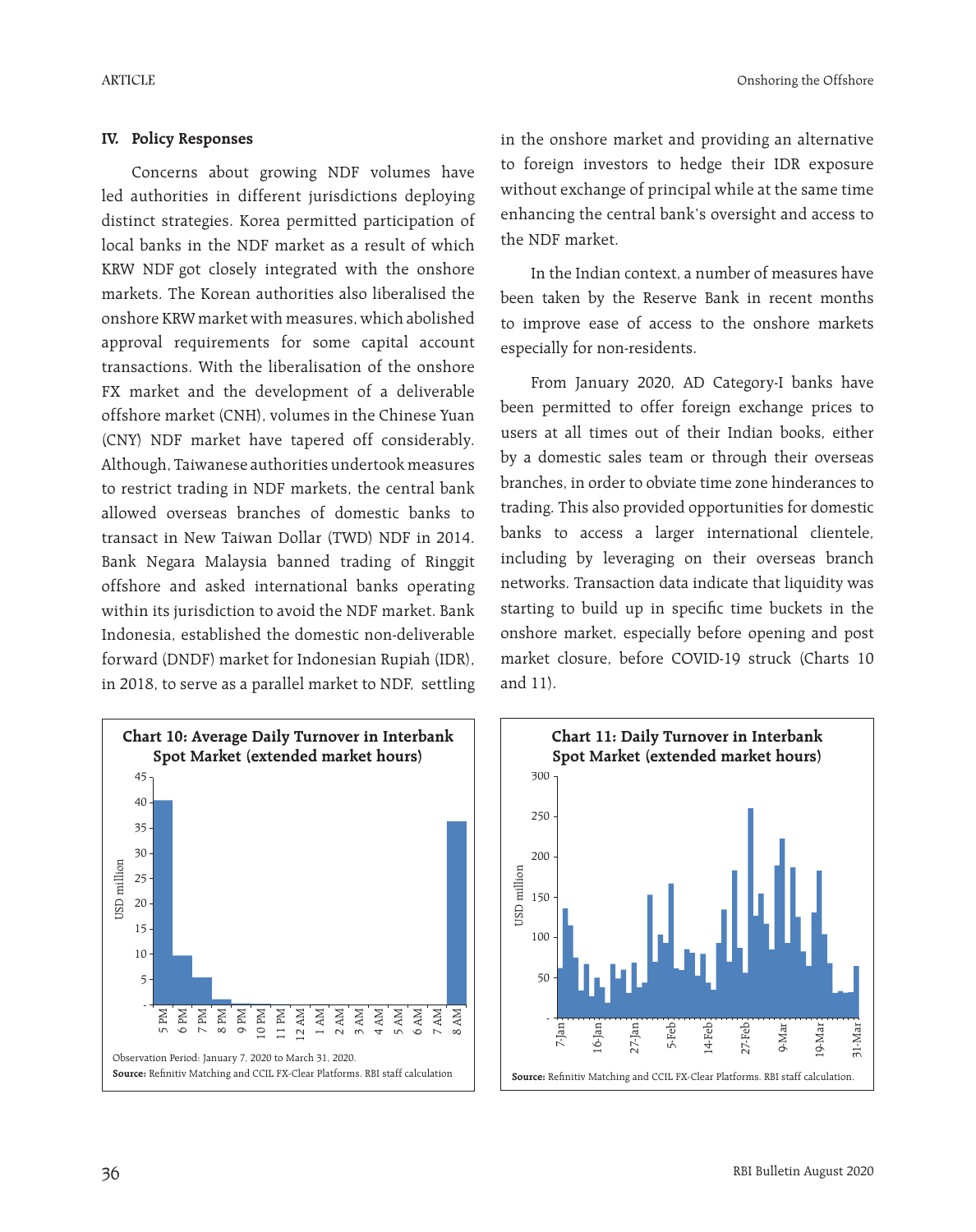## IV. Policy Responses

Concerns about growing NDF volumes have led authorities in different jurisdictions deploying distinct strategies. Korea permitted participation of local banks in the NDF market as a result of which KRW NDF got closely integrated with the onshore markets. The Korean authorities also liberalised the onshore KRW market with measures, which abolished approval requirements for some capital account transactions. With the liberalisation of the onshore FX market and the development of a deliverable offshore market (CNH), volumes in the Chinese Yuan (CNY) NDF market have tapered off considerably. Although, Taiwanese authorities undertook measures to restrict trading in NDF markets, the central bank allowed overseas branches of domestic banks to transact in New Taiwan Dollar (TWD) NDF in 2014. Bank Negara Malaysia banned trading of Ringgit offshore and asked international banks operating within its jurisdiction to avoid the NDF market. Bank Indonesia, established the domestic non-deliverable forward (DNDF) market for Indonesian Rupiah (IDR), in 2018, to serve as a parallel market to NDF, settling in the onshore market and providing an alternative to foreign investors to hedge their IDR exposure without exchange of principal while at the same time enhancing the central bank's oversight and access to the NDF market.

In the Indian context, a number of measures have been taken by the Reserve Bank in recent months to improve ease of access to the onshore markets especially for non-residents.

From January 2020, AD Category-I banks have been permitted to offer foreign exchange prices to users at all times out of their Indian books, either by a domestic sales team or through their overseas branches, in order to obviate time zone hinderances to trading. This also provided opportunities for domestic banks to access a larger international clientele, including by leveraging on their overseas branch networks. Transaction data indicate that liquidity was starting to build up in specific time buckets in the onshore market, especially before opening and post market closure, before COVID-19 struck (Charts 10 and 11).

**Chart 10: Average Daily Turnover in Interbank Spot Market (extended market hours)**

Observation Period: January 7, 2020 to March 31, 2020.

**Source:** Refinitiv Matching and CCIL FX-Clear Platforms. RBI staff calculation

**Chart 11: Daily Turnover in Interbank Spot Market (extended market hours)**

**Source:** Refinitiv Matching and CCIL FX-Clear Platforms. RBI staff calculation.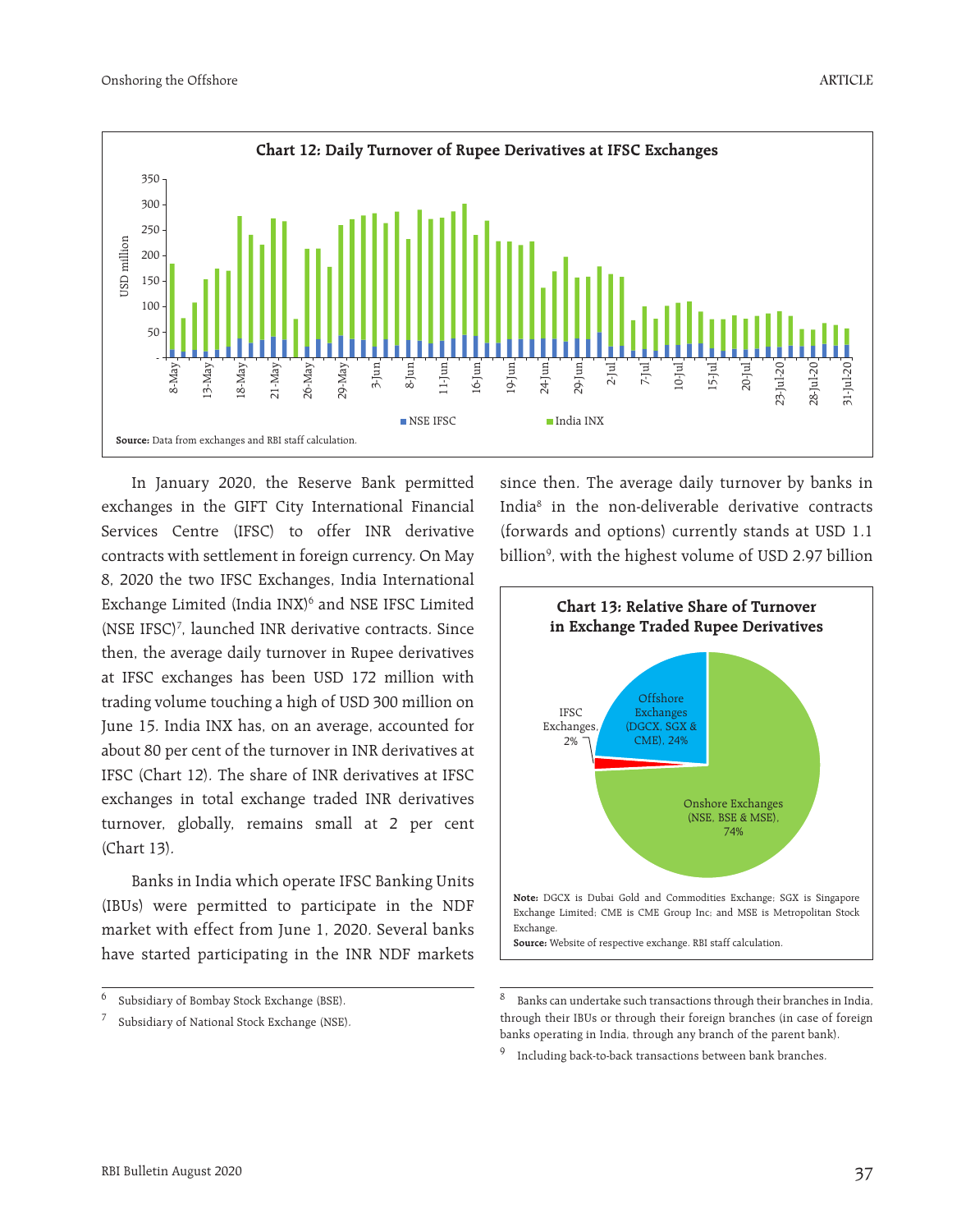**Chart 12: Daily Turnover of Rupee Derivatives at IFSC Exchanges**

**Source:** Data from exchanges and RBI staff calculation.

In January 2020, the Reserve Bank permitted exchanges in the GIFT City International Financial Services Centre (IFSC) to offer INR derivative contracts with settlement in foreign currency. On May 8, 2020 the two IFSC Exchanges, India International Exchange Limited (India INX)[6] and NSE IFSC Limited (NSE IFSC)[7], launched INR derivative contracts. Since then, the average daily turnover in Rupee derivatives at IFSC exchanges has been USD 172 million with trading volume touching a high of USD 300 million on June 15. India INX has, on an average, accounted for about 80 per cent of the turnover in INR derivatives at IFSC (Chart 12). The share of INR derivatives at IFSC exchanges in total exchange traded INR derivatives turnover, globally, remains small at 2 per cent (Chart 13).

Banks in India which operate IFSC Banking Units (IBUs) were permitted to participate in the NDF market with effect from June 1, 2020. Several banks have started participating in the INR NDF markets since then. The average daily turnover by banks in India[8] in the non-deliverable derivative contracts (forwards and options) currently stands at USD 1.1 billion[9], with the highest volume of USD 2.97 billion

**Chart 13: Relative Share of Turnover in Exchange Traded Rupee Derivatives**

**Note:** DGCX is Dubai Gold and Commodities Exchange; SGX is Singapore Exchange Limited; CME is CME Group Inc; and MSE is Metropolitan Stock Exchange.

**Source:** Website of respective exchange. RBI staff calculation.

---

[6] Subsidiary of Bombay Stock Exchange (BSE).

[7] Subsidiary of National Stock Exchange (NSE).

[8] Banks can undertake such transactions through their branches in India, through their IBUs or through their foreign branches (in case of foreign banks operating in India, through any branch of the parent bank).

[9] Including back-to-back transactions between bank branches.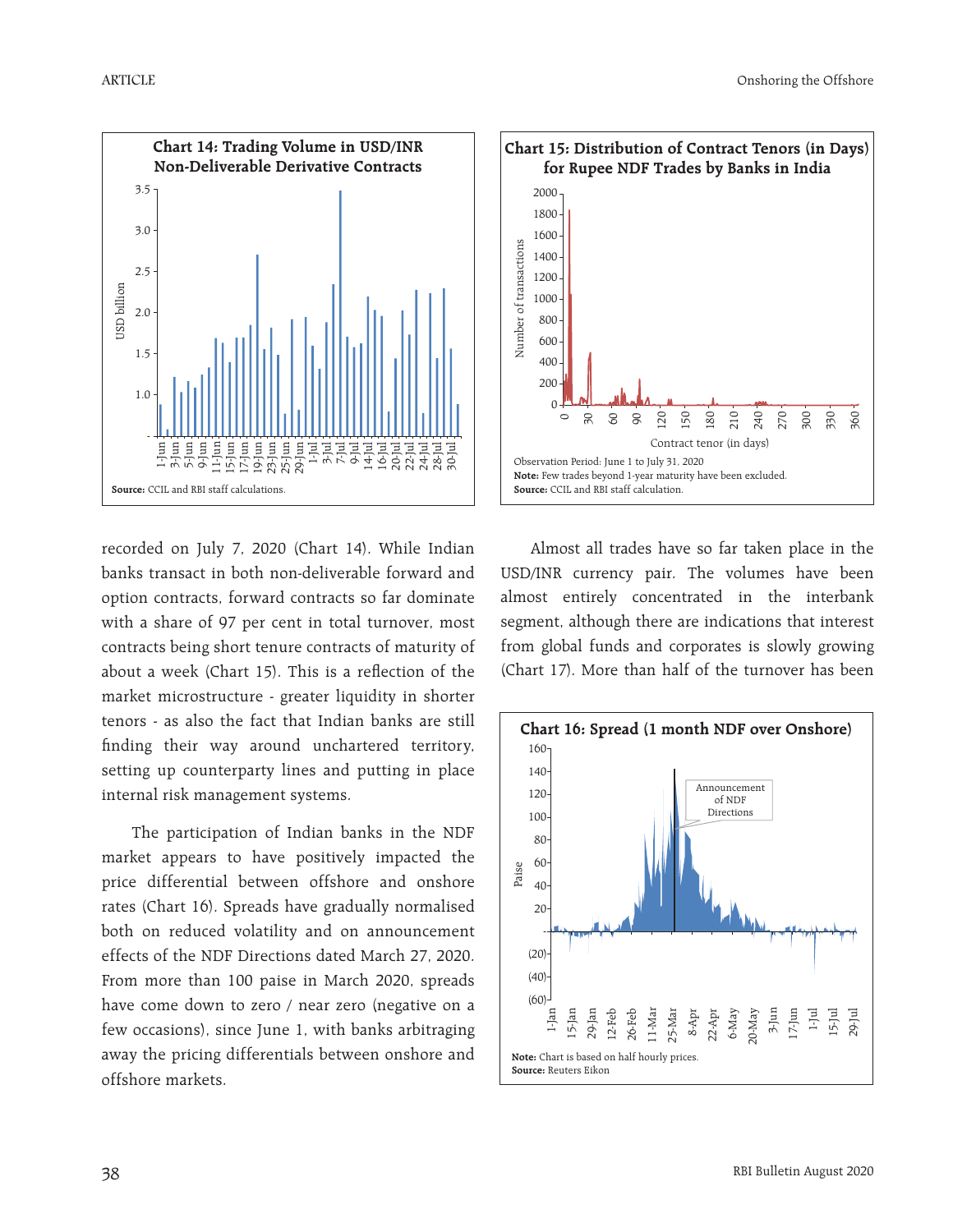**Chart 14: Trading Volume in USD/INR Non-Deliverable Derivative Contracts**

**Source:** CCIL and RBI staff calculations.

**Chart 15: Distribution of Contract Tenors (in Days) for Rupee NDF Trades by Banks in India**

Observation Period: June 1 to July 31, 2020

**Note:** Few trades beyond 1-year maturity have been excluded.

**Source:** CCIL and RBI staff calculation.

recorded on July 7, 2020 (Chart 14). While Indian banks transact in both non-deliverable forward and option contracts, forward contracts so far dominate with a share of 97 per cent in total turnover, most contracts being short tenure contracts of maturity of about a week (Chart 15). This is a reflection of the market microstructure - greater liquidity in shorter tenors - as also the fact that Indian banks are still finding their way around unchartered territory, setting up counterparty lines and putting in place internal risk management systems.

The participation of Indian banks in the NDF market appears to have positively impacted the price differential between offshore and onshore rates (Chart 16). Spreads have gradually normalised both on reduced volatility and on announcement effects of the NDF Directions dated March 27, 2020. From more than 100 paise in March 2020, spreads have come down to zero / near zero (negative on a few occasions), since June 1, with banks arbitraging away the pricing differentials between onshore and offshore markets.

Almost all trades have so far taken place in the USD/INR currency pair. The volumes have been almost entirely concentrated in the interbank segment, although there are indications that interest from global funds and corporates is slowly growing (Chart 17). More than half of the turnover has been

**Chart 16: Spread (1 month NDF over Onshore)**

**Note:** Chart is based on half hourly prices.

**Source:** Reuters Eikon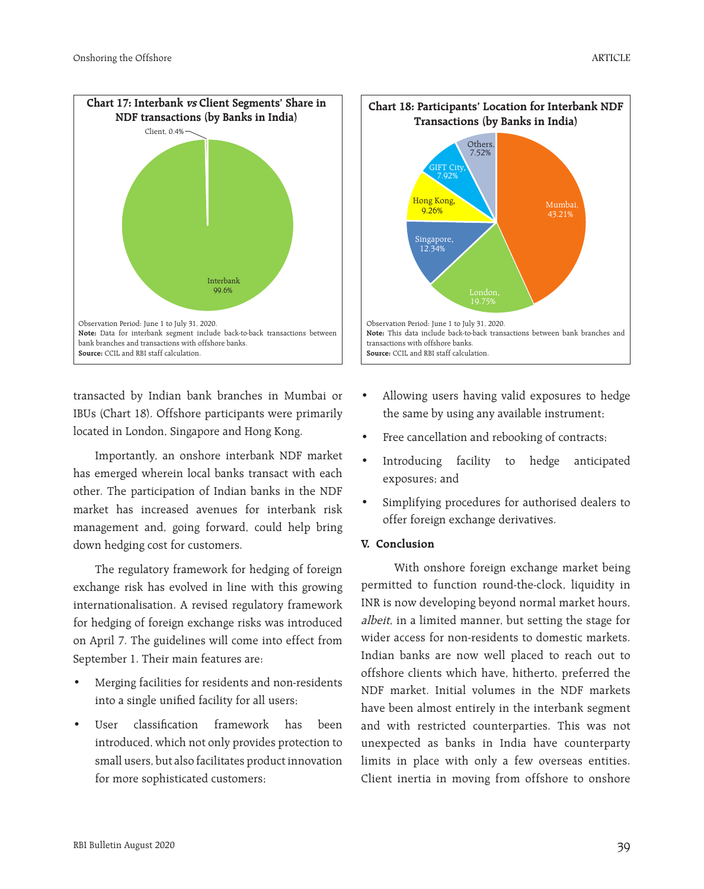**Chart 17: Interbank *vs* Client Segments' Share in NDF transactions (by Banks in India)**

| Segment | Share |
| --- | --- |
| Interbank | 99.6% |
| Client | 0.4% |

Observation Period: June 1 to July 31, 2020.
**Note:** Data for interbank segment include back-to-back transactions between bank branches and transactions with offshore banks.
**Source:** CCIL and RBI staff calculation.

**Chart 18: Participants' Location for Interbank NDF Transactions (by Banks in India)**

| Location | Share |
| --- | --- |
| Mumbai | 43.21% |
| London | 19.75% |
| Singapore | 12.34% |
| Hong Kong | 9.26% |
| GIFT City | 7.92% |
| Others | 7.52% |

Observation Period: June 1 to July 31, 2020.
**Note:** This data include back-to-back transactions between bank branches and transactions with offshore banks.
**Source:** CCIL and RBI staff calculation.

transacted by Indian bank branches in Mumbai or IBUs (Chart 18). Offshore participants were primarily located in London, Singapore and Hong Kong.

Importantly, an onshore interbank NDF market has emerged wherein local banks transact with each other. The participation of Indian banks in the NDF market has increased avenues for interbank risk management and, going forward, could help bring down hedging cost for customers.

The regulatory framework for hedging of foreign exchange risk has evolved in line with this growing internationalisation. A revised regulatory framework for hedging of foreign exchange risks was introduced on April 7. The guidelines will come into effect from September 1. Their main features are:

- Merging facilities for residents and non-residents into a single unified facility for all users;
- User classification framework has been introduced, which not only provides protection to small users, but also facilitates product innovation for more sophisticated customers;
- Allowing users having valid exposures to hedge the same by using any available instrument;
- Free cancellation and rebooking of contracts;
- Introducing facility to hedge anticipated exposures; and
- Simplifying procedures for authorised dealers to offer foreign exchange derivatives.

## V. Conclusion

With onshore foreign exchange market being permitted to function round-the-clock, liquidity in INR is now developing beyond normal market hours, *albeit*, in a limited manner, but setting the stage for wider access for non-residents to domestic markets. Indian banks are now well placed to reach out to offshore clients which have, hitherto, preferred the NDF market. Initial volumes in the NDF markets have been almost entirely in the interbank segment and with restricted counterparties. This was not unexpected as banks in India have counterparty limits in place with only a few overseas entities. Client inertia in moving from offshore to onshore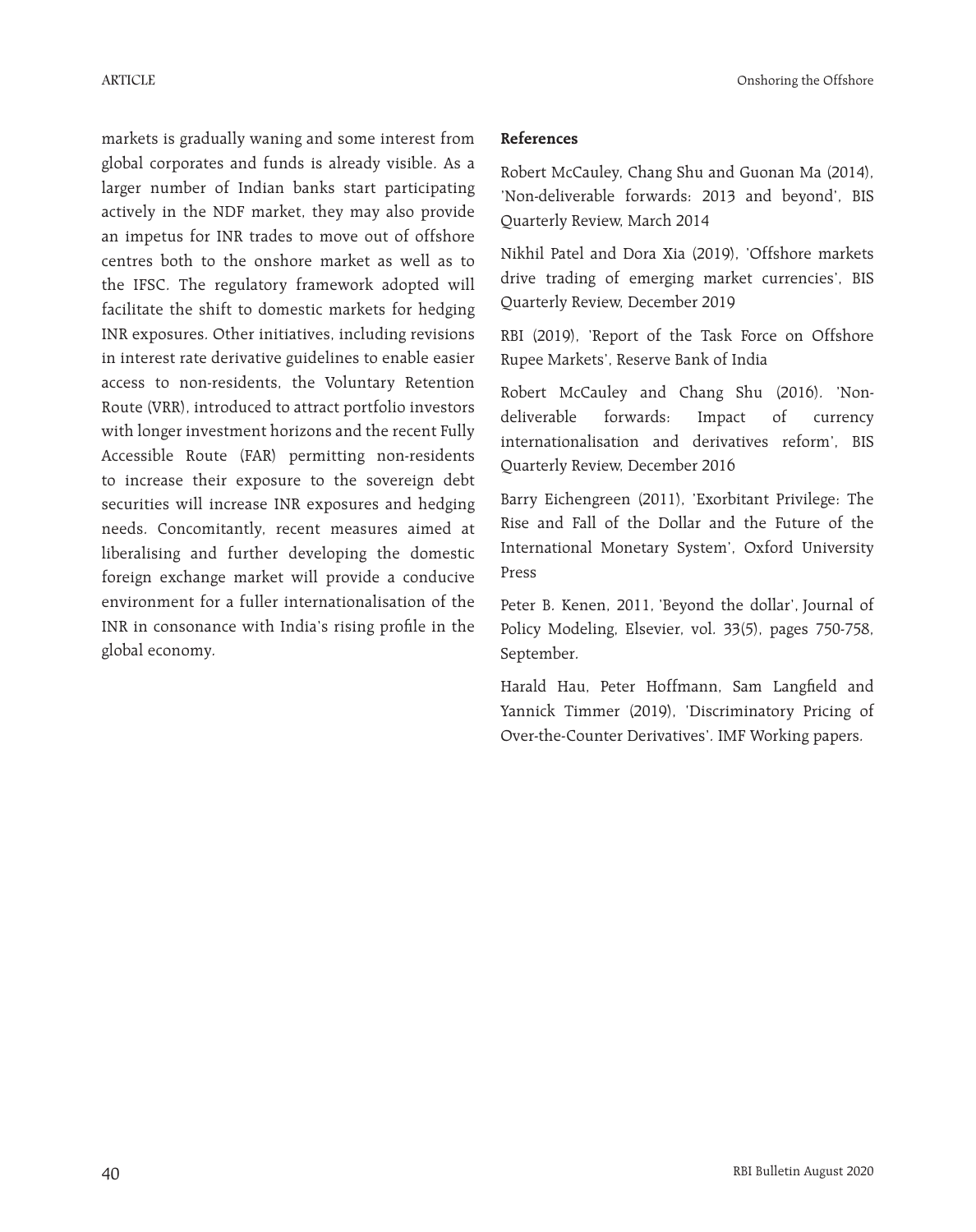markets is gradually waning and some interest from global corporates and funds is already visible. As a larger number of Indian banks start participating actively in the NDF market, they may also provide an impetus for INR trades to move out of offshore centres both to the onshore market as well as to the IFSC. The regulatory framework adopted will facilitate the shift to domestic markets for hedging INR exposures. Other initiatives, including revisions in interest rate derivative guidelines to enable easier access to non-residents, the Voluntary Retention Route (VRR), introduced to attract portfolio investors with longer investment horizons and the recent Fully Accessible Route (FAR) permitting non-residents to increase their exposure to the sovereign debt securities will increase INR exposures and hedging needs. Concomitantly, recent measures aimed at liberalising and further developing the domestic foreign exchange market will provide a conducive environment for a fuller internationalisation of the INR in consonance with India's rising profile in the global economy.

**References**

Robert McCauley, Chang Shu and Guonan Ma (2014), 'Non-deliverable forwards: 2013 and beyond', BIS Quarterly Review, March 2014

Nikhil Patel and Dora Xia (2019), 'Offshore markets drive trading of emerging market currencies', BIS Quarterly Review, December 2019

RBI (2019), 'Report of the Task Force on Offshore Rupee Markets', Reserve Bank of India

Robert McCauley and Chang Shu (2016). 'Non-deliverable forwards: Impact of currency internationalisation and derivatives reform', BIS Quarterly Review, December 2016

Barry Eichengreen (2011), 'Exorbitant Privilege: The Rise and Fall of the Dollar and the Future of the International Monetary System', Oxford University Press

Peter B. Kenen, 2011, 'Beyond the dollar', Journal of Policy Modeling, Elsevier, vol. 33(5), pages 750-758, September.

Harald Hau, Peter Hoffmann, Sam Langfield and Yannick Timmer (2019), 'Discriminatory Pricing of Over-the-Counter Derivatives'. IMF Working papers.